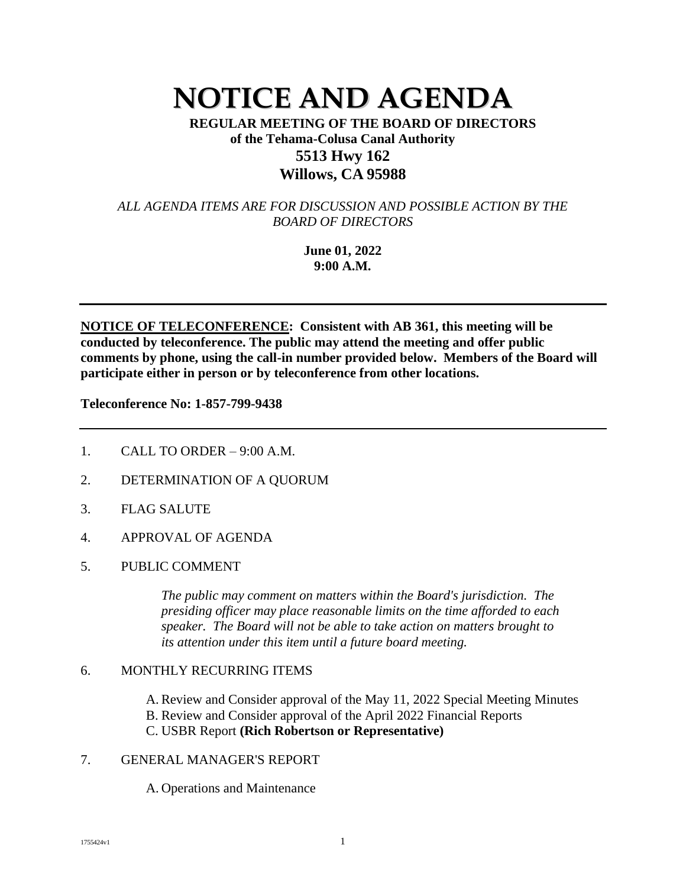# NOTICE AND AGENDA

**REGULAR MEETING OF THE BOARD OF DIRECTORS**
**of the Tehama-Colusa Canal Authority**
**5513 Hwy 162**
**Willows, CA 95988**

*ALL AGENDA ITEMS ARE FOR DISCUSSION AND POSSIBLE ACTION BY THE BOARD OF DIRECTORS*

**June 01, 2022**
**9:00 A.M.**

---

**NOTICE OF TELECONFERENCE: Consistent with AB 361, this meeting will be conducted by teleconference. The public may attend the meeting and offer public comments by phone, using the call-in number provided below. Members of the Board will participate either in person or by teleconference from other locations.**

**Teleconference No: 1-857-799-9438**

---

1. CALL TO ORDER – 9:00 A.M.
2. DETERMINATION OF A QUORUM
3. FLAG SALUTE
4. APPROVAL OF AGENDA
5. PUBLIC COMMENT

   *The public may comment on matters within the Board's jurisdiction. The presiding officer may place reasonable limits on the time afforded to each speaker. The Board will not be able to take action on matters brought to its attention under this item until a future board meeting.*

6. MONTHLY RECURRING ITEMS

   A. Review and Consider approval of the May 11, 2022 Special Meeting Minutes
   B. Review and Consider approval of the April 2022 Financial Reports
   C. USBR Report **(Rich Robertson or Representative)**

7. GENERAL MANAGER'S REPORT

   A. Operations and Maintenance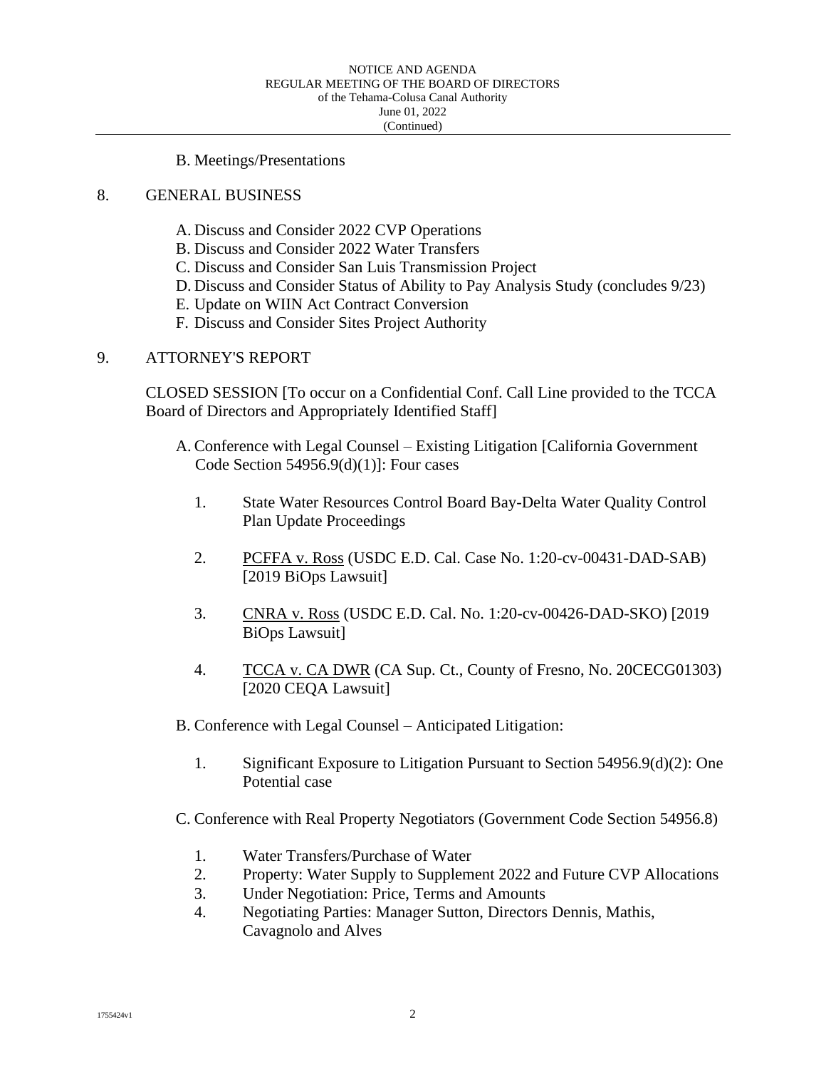B. Meetings/Presentations

8. GENERAL BUSINESS

   A. Discuss and Consider 2022 CVP Operations
   B. Discuss and Consider 2022 Water Transfers
   C. Discuss and Consider San Luis Transmission Project
   D. Discuss and Consider Status of Ability to Pay Analysis Study (concludes 9/23)
   E. Update on WIIN Act Contract Conversion
   F. Discuss and Consider Sites Project Authority

9. ATTORNEY'S REPORT

   CLOSED SESSION [To occur on a Confidential Conf. Call Line provided to the TCCA Board of Directors and Appropriately Identified Staff]

   A. Conference with Legal Counsel – Existing Litigation [California Government Code Section 54956.9(d)(1)]: Four cases

      1. State Water Resources Control Board Bay-Delta Water Quality Control Plan Update Proceedings

      2. PCFFA v. Ross (USDC E.D. Cal. Case No. 1:20-cv-00431-DAD-SAB) [2019 BiOps Lawsuit]

      3. CNRA v. Ross (USDC E.D. Cal. No. 1:20-cv-00426-DAD-SKO) [2019 BiOps Lawsuit]

      4. TCCA v. CA DWR (CA Sup. Ct., County of Fresno, No. 20CECG01303) [2020 CEQA Lawsuit]

   B. Conference with Legal Counsel – Anticipated Litigation:

      1. Significant Exposure to Litigation Pursuant to Section 54956.9(d)(2): One Potential case

   C. Conference with Real Property Negotiators (Government Code Section 54956.8)

      1. Water Transfers/Purchase of Water
      2. Property: Water Supply to Supplement 2022 and Future CVP Allocations
      3. Under Negotiation: Price, Terms and Amounts
      4. Negotiating Parties: Manager Sutton, Directors Dennis, Mathis, Cavagnolo and Alves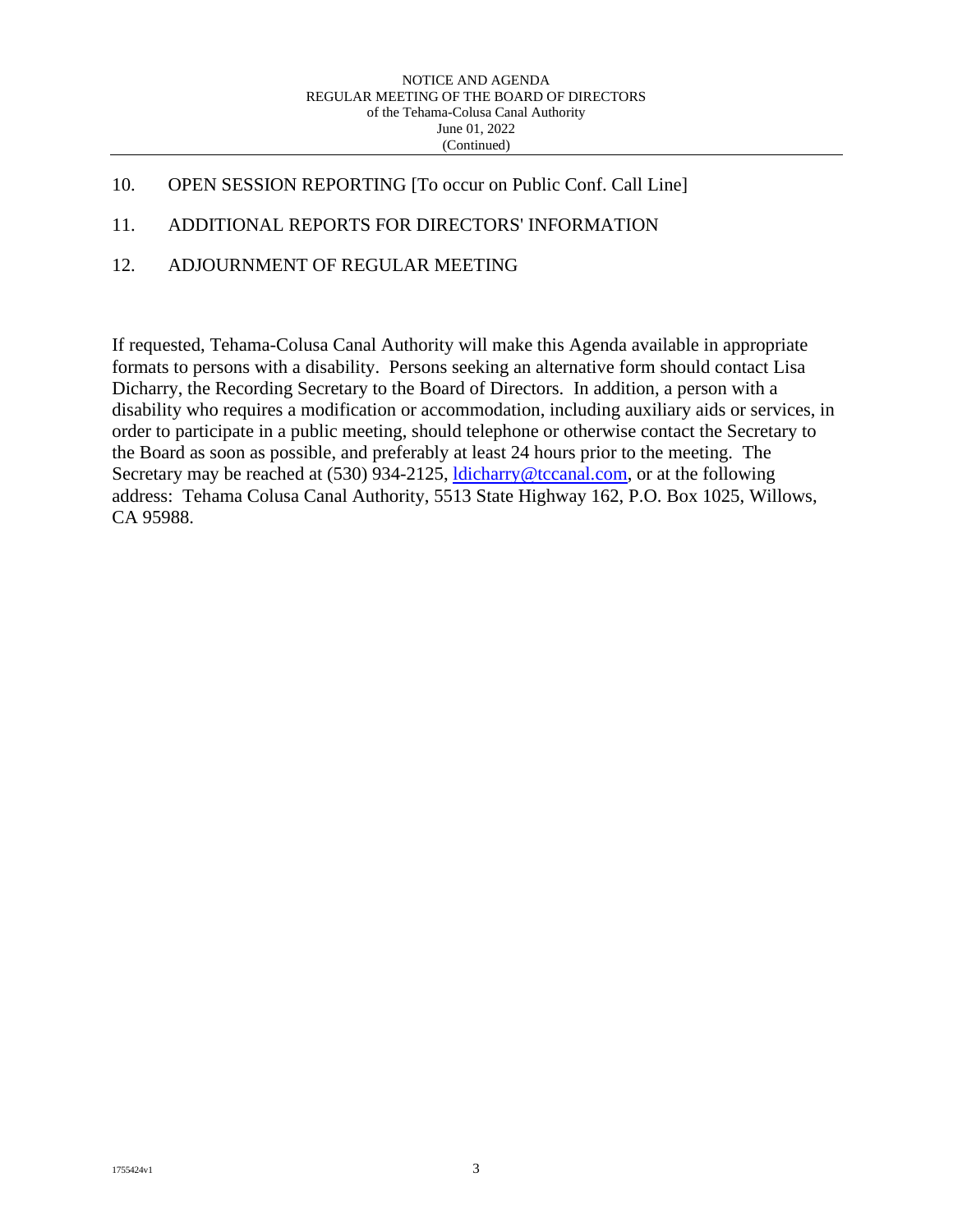10. OPEN SESSION REPORTING [To occur on Public Conf. Call Line]

11. ADDITIONAL REPORTS FOR DIRECTORS' INFORMATION

12. ADJOURNMENT OF REGULAR MEETING

If requested, Tehama-Colusa Canal Authority will make this Agenda available in appropriate formats to persons with a disability. Persons seeking an alternative form should contact Lisa Dicharry, the Recording Secretary to the Board of Directors. In addition, a person with a disability who requires a modification or accommodation, including auxiliary aids or services, in order to participate in a public meeting, should telephone or otherwise contact the Secretary to the Board as soon as possible, and preferably at least 24 hours prior to the meeting. The Secretary may be reached at (530) 934-2125, ldicharry@tccanal.com, or at the following address: Tehama Colusa Canal Authority, 5513 State Highway 162, P.O. Box 1025, Willows, CA 95988.